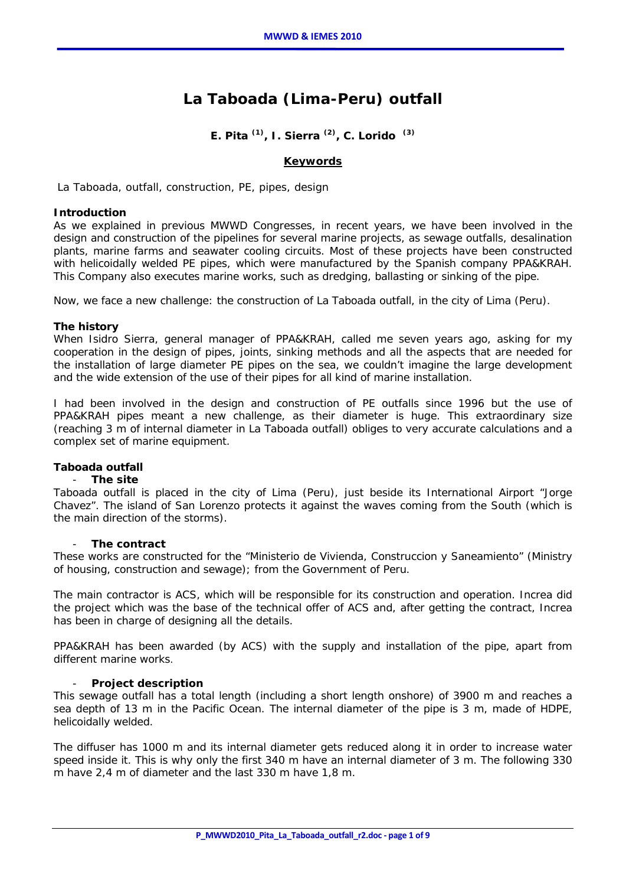# La Taboada (Lima-Peru) outfall

**E. Pita [1], I. Sierra [2], C. Lorido [3]**

**Keywords**

La Taboada, outfall, construction, PE, pipes, design

## Introduction

As we explained in previous MWWD Congresses, in recent years, we have been involved in the design and construction of the pipelines for several marine projects, as sewage outfalls, desalination plants, marine farms and seawater cooling circuits. Most of these projects have been constructed with helicoidally welded PE pipes, which were manufactured by the Spanish company PPA&KRAH. This Company also executes marine works, such as dredging, ballasting or sinking of the pipe.

Now, we face a new challenge: the construction of La Taboada outfall, in the city of Lima (Peru).

## The history

When Isidro Sierra, general manager of PPA&KRAH, called me seven years ago, asking for my cooperation in the design of pipes, joints, sinking methods and all the aspects that are needed for the installation of large diameter PE pipes on the sea, we couldn't imagine the large development and the wide extension of the use of their pipes for all kind of marine installation.

I had been involved in the design and construction of PE outfalls since 1996 but the use of PPA&KRAH pipes meant a new challenge, as their diameter is huge. This extraordinary size (reaching 3 m of internal diameter in La Taboada outfall) obliges to very accurate calculations and a complex set of marine equipment.

## Taboada outfall

### - The site

Taboada outfall is placed in the city of Lima (Peru), just beside its International Airport "Jorge Chavez". The island of San Lorenzo protects it against the waves coming from the South (which is the main direction of the storms).

### - The contract

These works are constructed for the "Ministerio de Vivienda, Construccion y Saneamiento" (Ministry of housing, construction and sewage); from the Government of Peru.

The main contractor is ACS, which will be responsible for its construction and operation. Increa did the project which was the base of the technical offer of ACS and, after getting the contract, Increa has been in charge of designing all the details.

PPA&KRAH has been awarded (by ACS) with the supply and installation of the pipe, apart from different marine works.

### - Project description

This sewage outfall has a total length (including a short length onshore) of 3900 m and reaches a sea depth of 13 m in the Pacific Ocean. The internal diameter of the pipe is 3 m, made of HDPE, helicoidally welded.

The diffuser has 1000 m and its internal diameter gets reduced along it in order to increase water speed inside it. This is why only the first 340 m have an internal diameter of 3 m. The following 330 m have 2,4 m of diameter and the last 330 m have 1,8 m.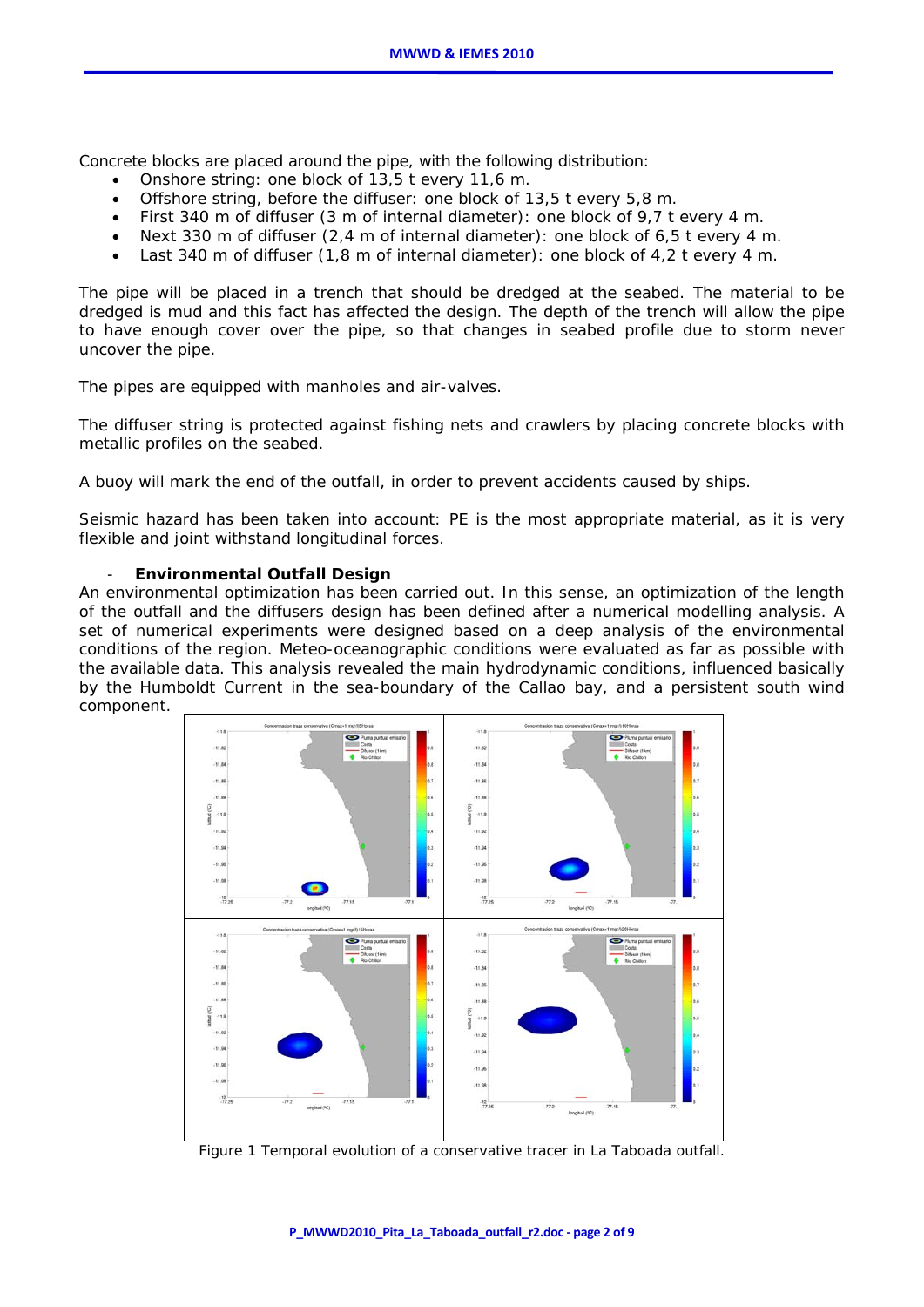Concrete blocks are placed around the pipe, with the following distribution:

- Onshore string: one block of 13,5 t every 11,6 m.
- Offshore string, before the diffuser: one block of 13,5 t every 5,8 m.
- First 340 m of diffuser (3 m of internal diameter): one block of 9,7 t every 4 m.
- Next 330 m of diffuser (2,4 m of internal diameter): one block of 6,5 t every 4 m.
- Last 340 m of diffuser (1,8 m of internal diameter): one block of 4,2 t every 4 m.

The pipe will be placed in a trench that should be dredged at the seabed. The material to be dredged is mud and this fact has affected the design. The depth of the trench will allow the pipe to have enough cover over the pipe, so that changes in seabed profile due to storm never uncover the pipe.

The pipes are equipped with manholes and air-valves.

The diffuser string is protected against fishing nets and crawlers by placing concrete blocks with metallic profiles on the seabed.

A buoy will mark the end of the outfall, in order to prevent accidents caused by ships.

Seismic hazard has been taken into account: PE is the most appropriate material, as it is very flexible and joint withstand longitudinal forces.

- **Environmental Outfall Design**

An environmental optimization has been carried out. In this sense, an optimization of the length of the outfall and the diffusers design has been defined after a numerical modelling analysis. A set of numerical experiments were designed based on a deep analysis of the environmental conditions of the region. Meteo-oceanographic conditions were evaluated as far as possible with the available data. This analysis revealed the main hydrodynamic conditions, influenced basically by the Humboldt Current in the sea-boundary of the Callao bay, and a persistent south wind component.

Figure 1 Temporal evolution of a conservative tracer in La Taboada outfall.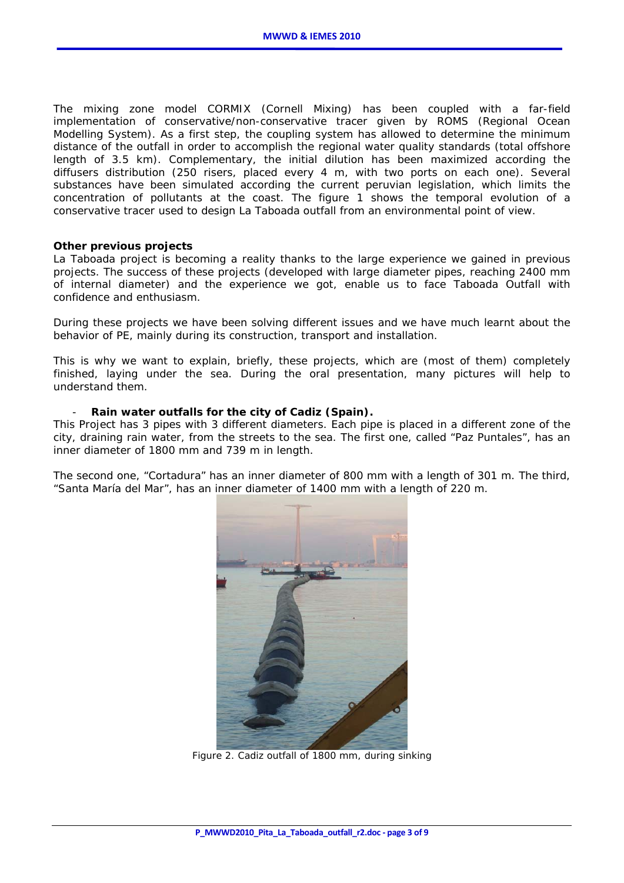The mixing zone model CORMIX (Cornell Mixing) has been coupled with a far-field implementation of conservative/non-conservative tracer given by ROMS (Regional Ocean Modelling System). As a first step, the coupling system has allowed to determine the minimum distance of the outfall in order to accomplish the regional water quality standards (total offshore length of 3.5 km). Complementary, the initial dilution has been maximized according the diffusers distribution (250 risers, placed every 4 m, with two ports on each one). Several substances have been simulated according the current peruvian legislation, which limits the concentration of pollutants at the coast. The figure 1 shows the temporal evolution of a conservative tracer used to design La Taboada outfall from an environmental point of view.

**Other previous projects**

La Taboada project is becoming a reality thanks to the large experience we gained in previous projects. The success of these projects (developed with large diameter pipes, reaching 2400 mm of internal diameter) and the experience we got, enable us to face Taboada Outfall with confidence and enthusiasm.

During these projects we have been solving different issues and we have much learnt about the behavior of PE, mainly during its construction, transport and installation.

This is why we want to explain, briefly, these projects, which are (most of them) completely finished, laying under the sea. During the oral presentation, many pictures will help to understand them.

- **Rain water outfalls for the city of Cadiz (Spain).**

This Project has 3 pipes with 3 different diameters. Each pipe is placed in a different zone of the city, draining rain water, from the streets to the sea. The first one, called “Paz Puntales”, has an inner diameter of 1800 mm and 739 m in length.

The second one, “Cortadura” has an inner diameter of 800 mm with a length of 301 m. The third, “Santa María del Mar”, has an inner diameter of 1400 mm with a length of 220 m.

Figure 2. Cadiz outfall of 1800 mm, during sinking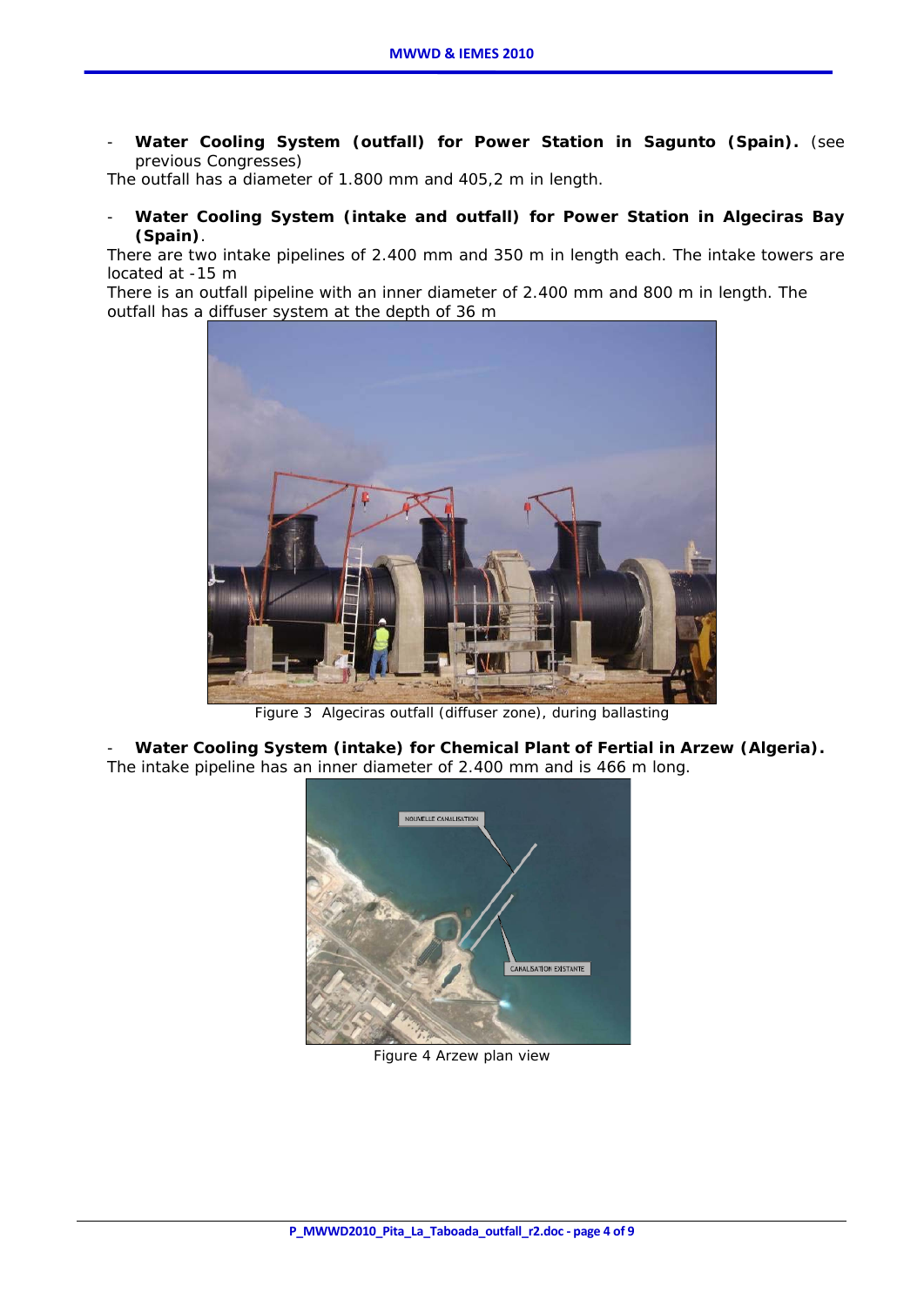- **Water Cooling System (outfall) for Power Station in Sagunto (Spain).** (see previous Congresses)

The outfall has a diameter of 1.800 mm and 405,2 m in length.

- **Water Cooling System (intake and outfall) for Power Station in Algeciras Bay (Spain)**.

There are two intake pipelines of 2.400 mm and 350 m in length each. The intake towers are located at -15 m

There is an outfall pipeline with an inner diameter of 2.400 mm and 800 m in length. The outfall has a diffuser system at the depth of 36 m

Figure 3 Algeciras outfall (diffuser zone), during ballasting

- **Water Cooling System (intake) for Chemical Plant of Fertial in Arzew (Algeria).**

The intake pipeline has an inner diameter of 2.400 mm and is 466 m long.

NOUVELLE CANALISATION

CANALISATION EXISTANTE

Figure 4 Arzew plan view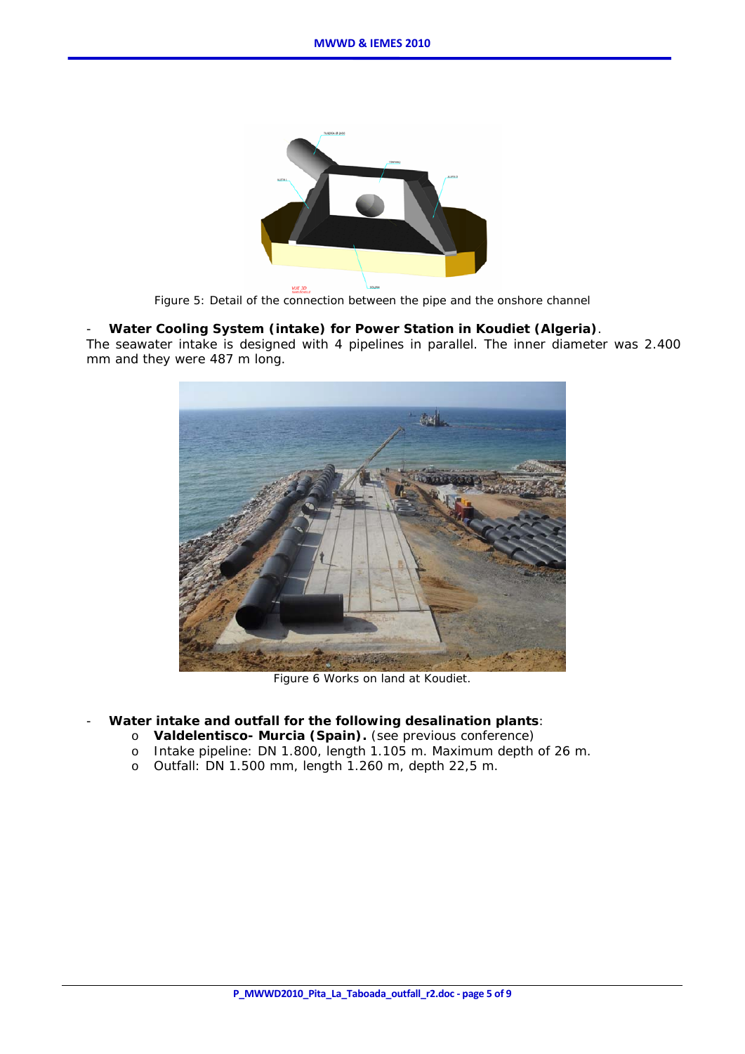Figure 5: Detail of the connection between the pipe and the onshore channel

- **Water Cooling System (intake) for Power Station in Koudiet (Algeria)**.

The seawater intake is designed with 4 pipelines in parallel. The inner diameter was 2.400 mm and they were 487 m long.

Figure 6 Works on land at Koudiet.

- **Water intake and outfall for the following desalination plants**:
    - **Valdelentisco- Murcia (Spain).** (see previous conference)
    - Intake pipeline: DN 1.800, length 1.105 m. Maximum depth of 26 m.
    - Outfall: DN 1.500 mm, length 1.260 m, depth 22,5 m.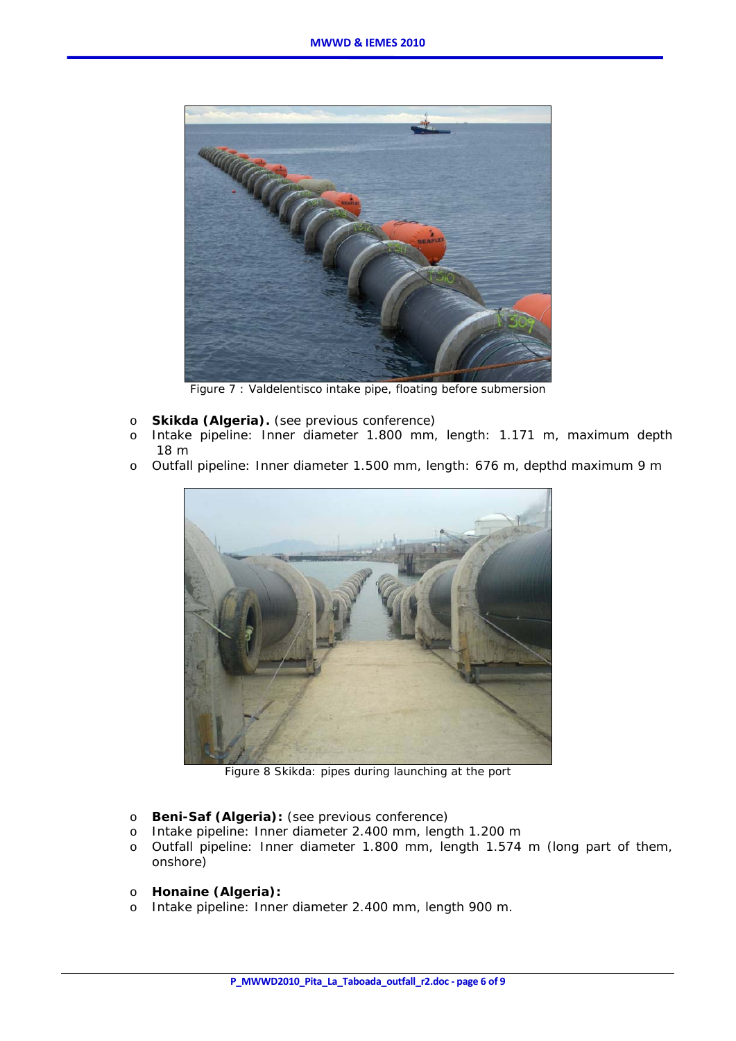Figure 7 : Valdelentisco intake pipe, floating before submersion

- **Skikda (Algeria).** (see previous conference)
- Intake pipeline: Inner diameter 1.800 mm, length: 1.171 m, maximum depth 18 m
- Outfall pipeline: Inner diameter 1.500 mm, length: 676 m, depthd maximum 9 m

Figure 8 Skikda: pipes during launching at the port

- **Beni-Saf (Algeria):** (see previous conference)
- Intake pipeline: Inner diameter 2.400 mm, length 1.200 m
- Outfall pipeline: Inner diameter 1.800 mm, length 1.574 m (long part of them, onshore)

- **Honaine (Algeria):**
- Intake pipeline: Inner diameter 2.400 mm, length 900 m.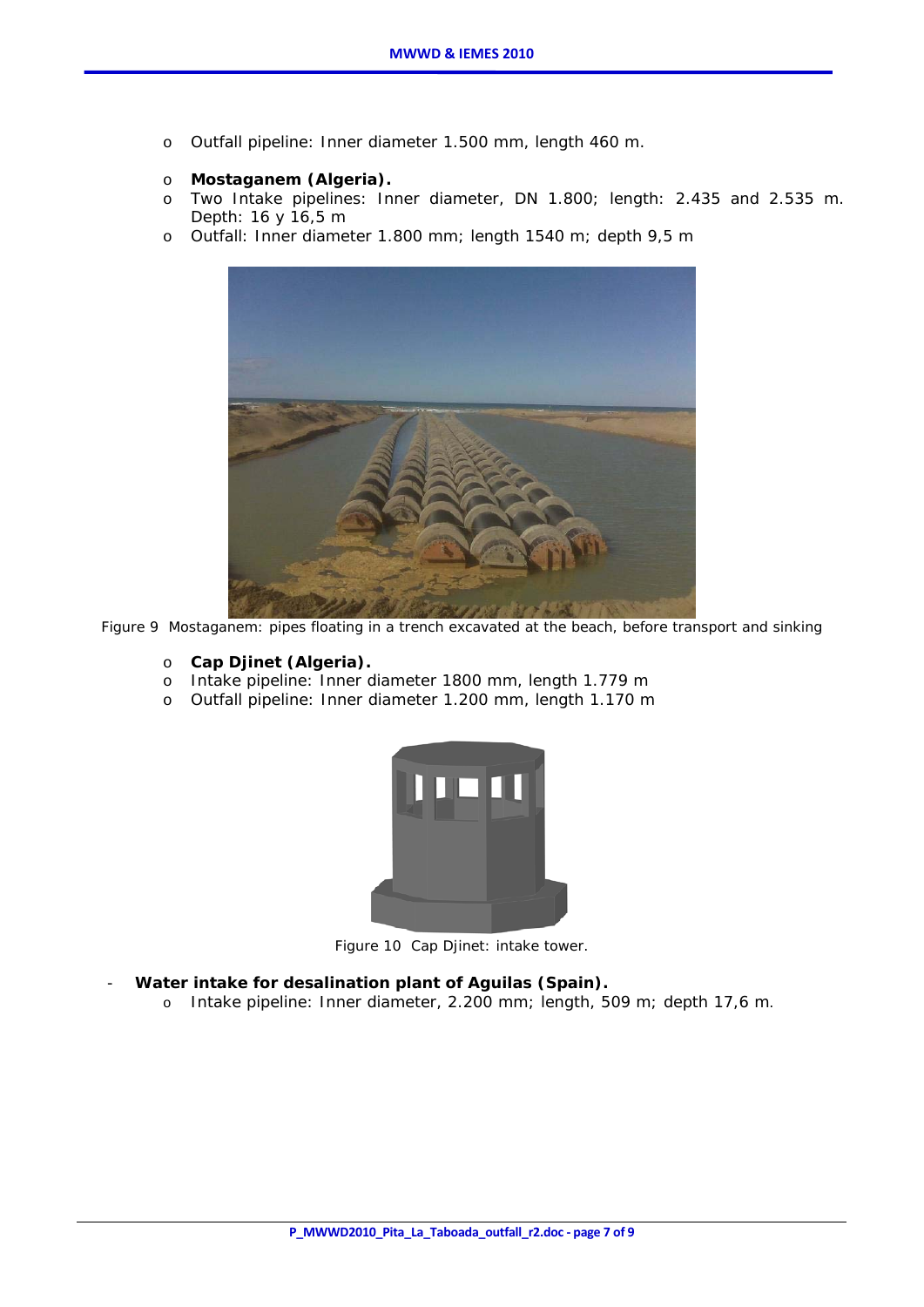- Outfall pipeline: Inner diameter 1.500 mm, length 460 m.

- **Mostaganem (Algeria).**
- Two Intake pipelines: Inner diameter, DN 1.800; length: 2.435 and 2.535 m. Depth: 16 y 16,5 m
- Outfall: Inner diameter 1.800 mm; length 1540 m; depth 9,5 m

Figure 9 Mostaganem: pipes floating in a trench excavated at the beach, before transport and sinking

- **Cap Djinet (Algeria).**
- Intake pipeline: Inner diameter 1800 mm, length 1.779 m
- Outfall pipeline: Inner diameter 1.200 mm, length 1.170 m

Figure 10 Cap Djinet: intake tower.

- **Water intake for desalination plant of Aguilas (Spain).**
  - Intake pipeline: Inner diameter, 2.200 mm; length, 509 m; depth 17,6 m.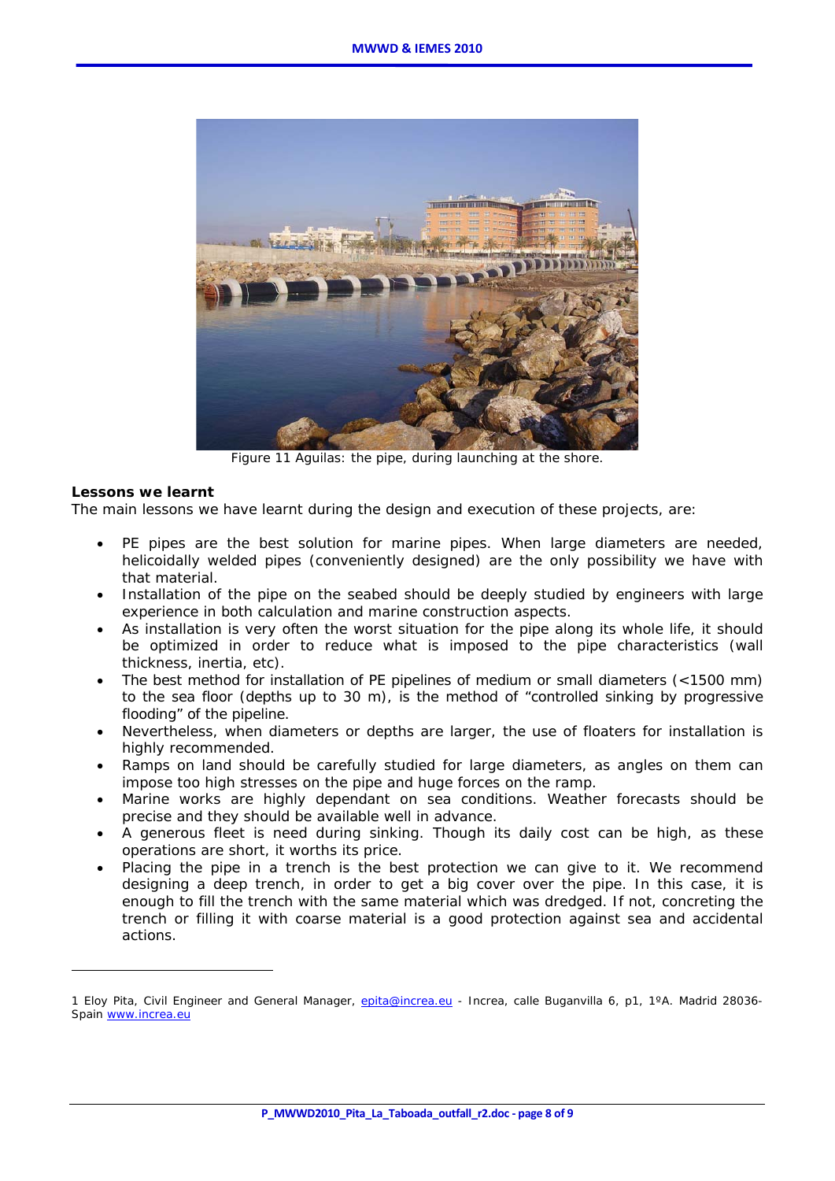Figure 11 Aguilas: the pipe, during launching at the shore.

**Lessons we learnt**

The main lessons we have learnt during the design and execution of these projects, are:

- PE pipes are the best solution for marine pipes. When large diameters are needed, helicoidally welded pipes (conveniently designed) are the only possibility we have with that material.
- Installation of the pipe on the seabed should be deeply studied by engineers with large experience in both calculation and marine construction aspects.
- As installation is very often the worst situation for the pipe along its whole life, it should be optimized in order to reduce what is imposed to the pipe characteristics (wall thickness, inertia, etc).
- The best method for installation of PE pipelines of medium or small diameters (<1500 mm) to the sea floor (depths up to 30 m), is the method of "controlled sinking by progressive flooding" of the pipeline.
- Nevertheless, when diameters or depths are larger, the use of floaters for installation is highly recommended.
- Ramps on land should be carefully studied for large diameters, as angles on them can impose too high stresses on the pipe and huge forces on the ramp.
- Marine works are highly dependant on sea conditions. Weather forecasts should be precise and they should be available well in advance.
- A generous fleet is need during sinking. Though its daily cost can be high, as these operations are short, it worths its price.
- Placing the pipe in a trench is the best protection we can give to it. We recommend designing a deep trench, in order to get a big cover over the pipe. In this case, it is enough to fill the trench with the same material which was dredged. If not, concreting the trench or filling it with coarse material is a good protection against sea and accidental actions.

---

1 Eloy Pita, Civil Engineer and General Manager, epita@increa.eu - Increa, calle Buganvilla 6, p1, 1ºA. Madrid 28036-Spain www.increa.eu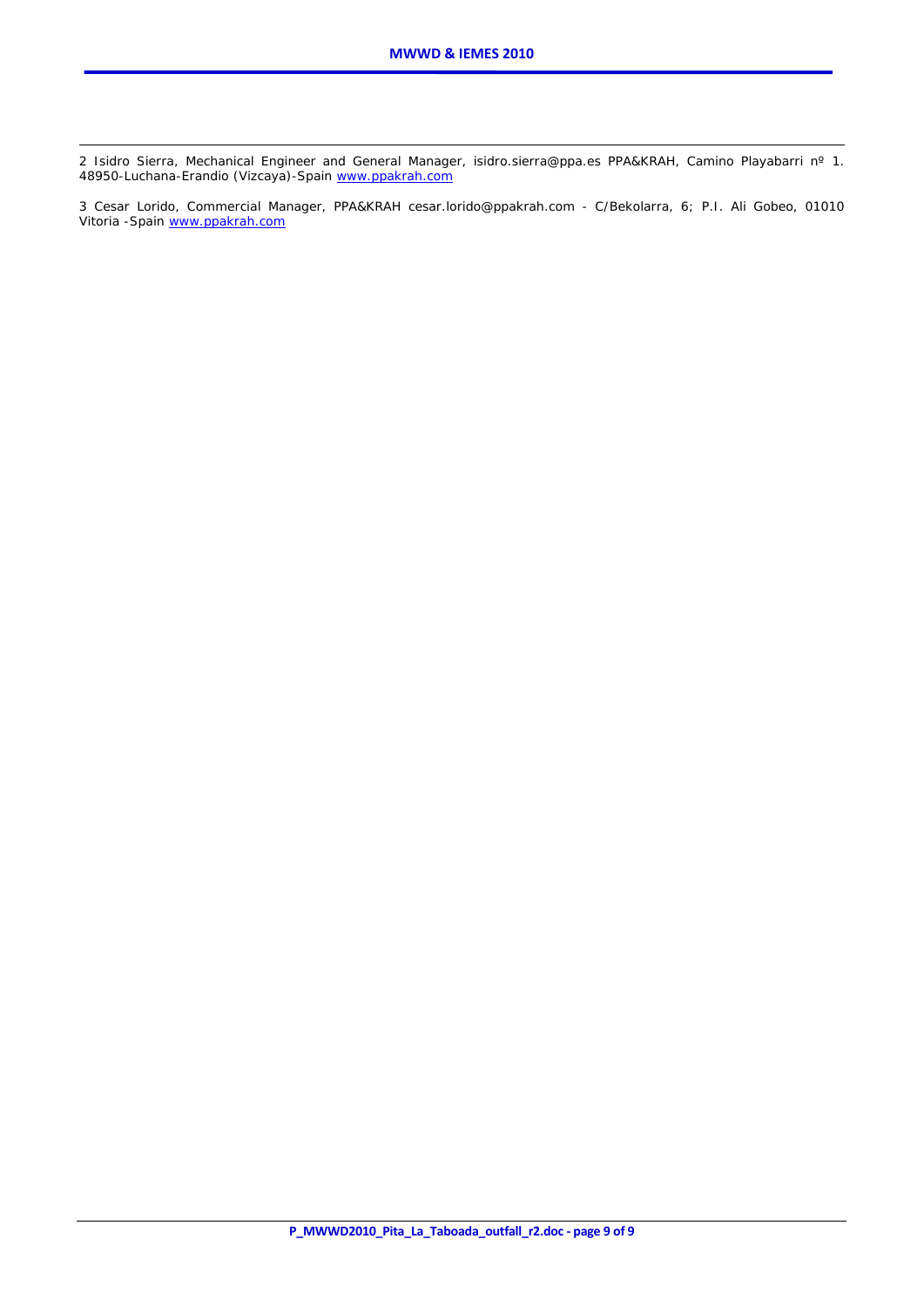2 Isidro Sierra, Mechanical Engineer and General Manager, isidro.sierra@ppa.es PPA&KRAH, Camino Playabarri nº 1. 48950-Luchana-Erandio (Vizcaya)-Spain www.ppakrah.com

3 Cesar Lorido, Commercial Manager, PPA&KRAH cesar.lorido@ppakrah.com - C/Bekolarra, 6; P.I. Ali Gobeo, 01010 Vitoria -Spain www.ppakrah.com